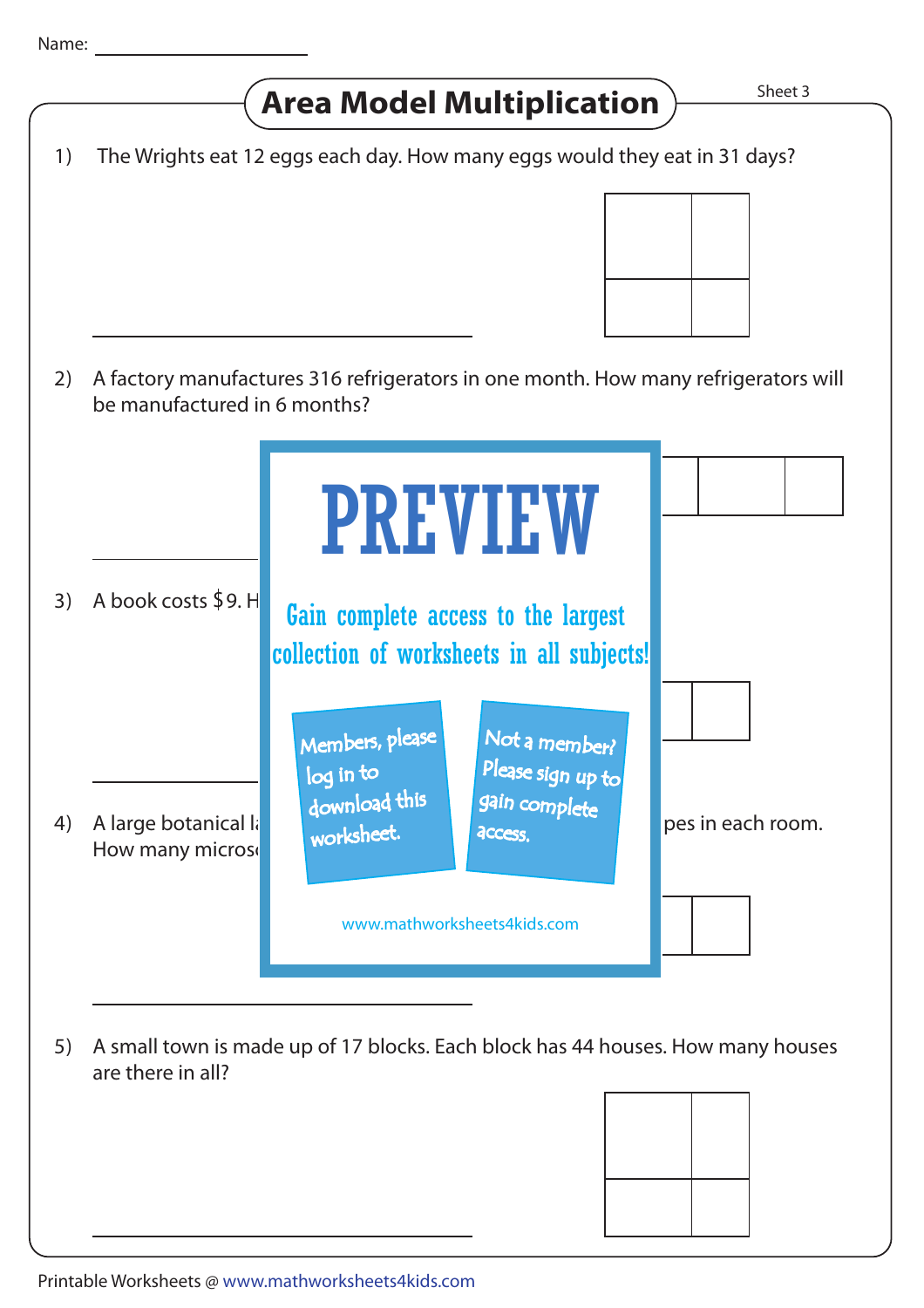Name: ____________________

# Area Model Multiplication

Sheet 3

1) The Wrights eat 12 eggs each day. How many eggs would they eat in 31 days?

| | |
|---|---|
| | |
| | |

____________________

2) A factory manufactures 316 refrigerators in one month. How many refrigerators will be manufactured in 6 months?

____________________

3) A book costs $9. H

____________________

4) A large botanical l... pes in each room.
How many micros

____________________

**PREVIEW**

Gain complete access to the largest collection of worksheets in all subjects!

Members, please log in to download this worksheet.

Not a member? Please sign up to gain complete access.

www.mathworksheets4kids.com

5) A small town is made up of 17 blocks. Each block has 44 houses. How many houses are there in all?

| | |
|---|---|
| | |
| | |

____________________

Printable Worksheets @ www.mathworksheets4kids.com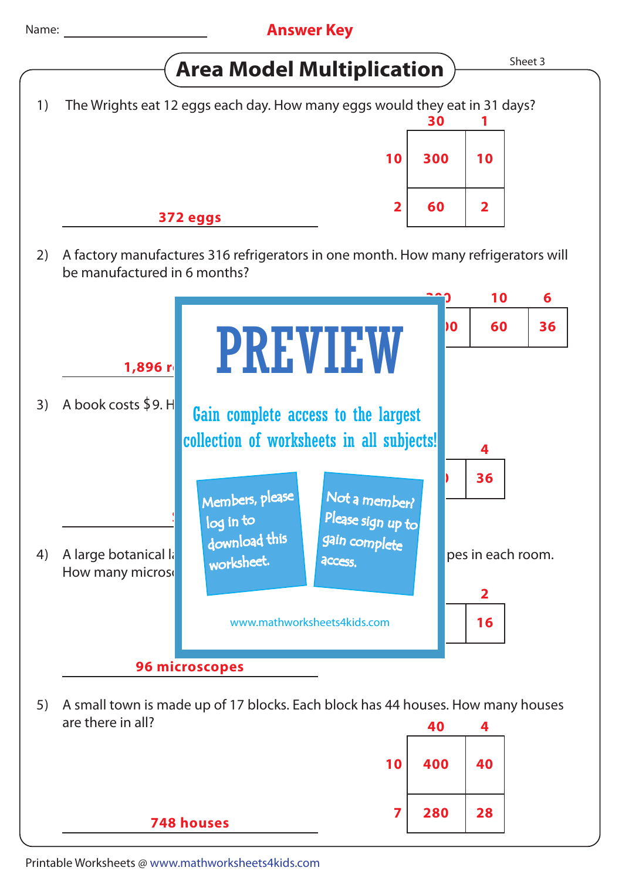Name: ____________________ **Answer Key**

# Area Model Multiplication

Sheet 3

1) The Wrights eat 12 eggs each day. How many eggs would they eat in 31 days?

| | 30 | 1 |
|---|---|---|
| **10** | 300 | 10 |
| **2** | 60 | 2 |

**372 eggs**

2) A factory manufactures 316 refrigerators in one month. How many refrigerators will be manufactured in 6 months?

| | 300 | 10 | 6 |
|---|---|---|---|
| | 00 | 60 | 36 |

**1,896 r**

PREVIEW

Gain complete access to the largest collection of worksheets in all subjects!

Members, please log in to download this worksheet.

Not a member? Please sign up to gain complete access.

www.mathworksheets4kids.com

3) A book costs $9. H

| | 4 |
|---|---|
| | 36 |

4) A large botanical l ... pes in each room. How many micros

| | 2 |
|---|---|
| | 16 |

**96 microscopes**

5) A small town is made up of 17 blocks. Each block has 44 houses. How many houses are there in all?

| | 40 | 4 |
|---|---|---|
| **10** | 400 | 40 |
| **7** | 280 | 28 |

**748 houses**

Printable Worksheets @ www.mathworksheets4kids.com